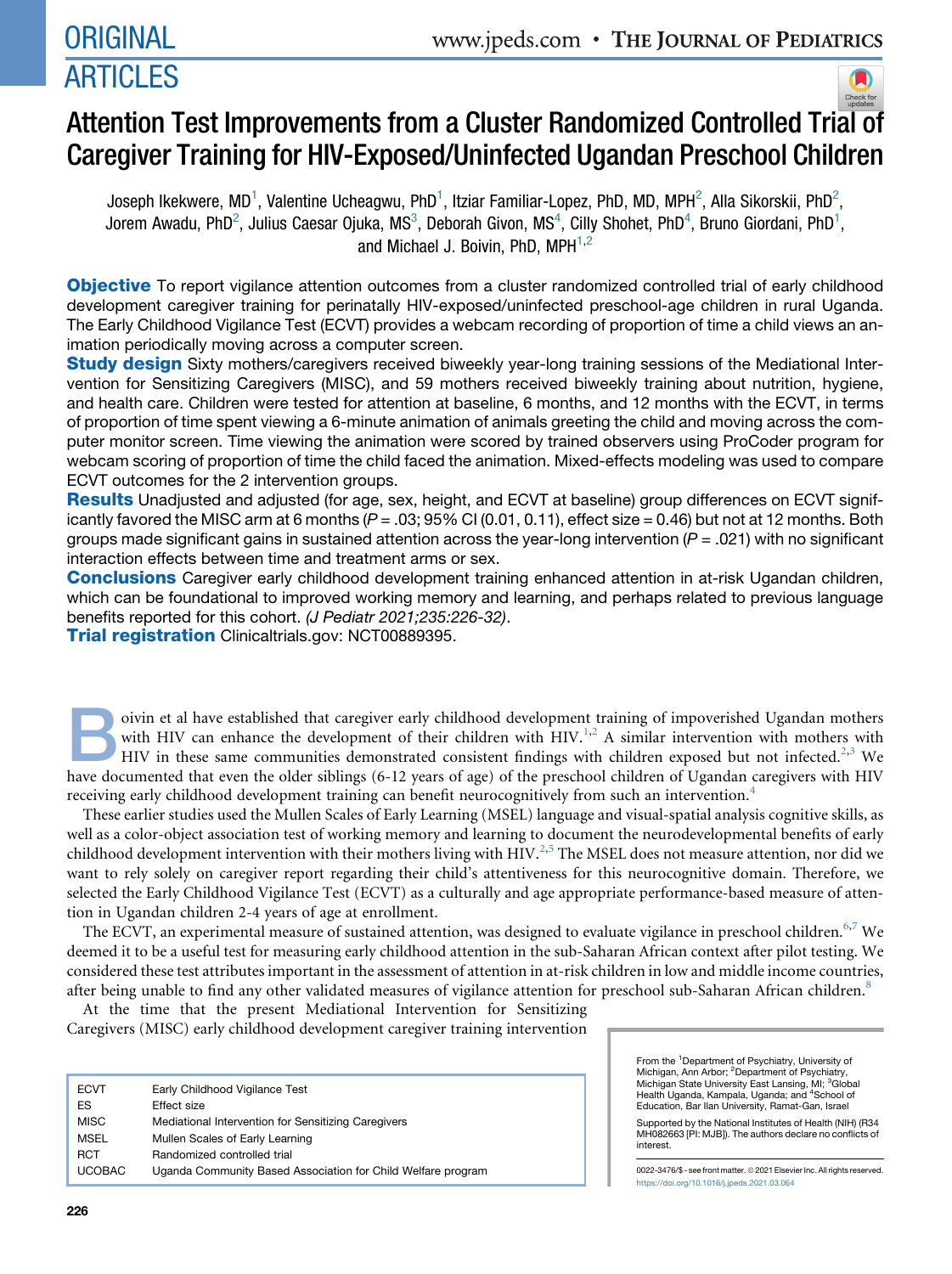# Attention Test Improvements from a Cluster Randomized Controlled Trial of Caregiver Training for HIV-Exposed/Uninfected Ugandan Preschool Children

Joseph Ikekwere, MD[1], Valentine Ucheagwu, PhD[1], Itziar Familiar-Lopez, PhD, MD, MPH[2], Alla Sikorskii, PhD[2], Jorem Awadu, PhD[2], Julius Caesar Ojuka, MS[3], Deborah Givon, MS[4], Cilly Shohet, PhD[4], Bruno Giordani, PhD[1], and Michael J. Boivin, PhD, MPH[1,2]

**Objective** To report vigilance attention outcomes from a cluster randomized controlled trial of early childhood development caregiver training for perinatally HIV-exposed/uninfected preschool-age children in rural Uganda. The Early Childhood Vigilance Test (ECVT) provides a webcam recording of proportion of time a child views an animation periodically moving across a computer screen.

**Study design** Sixty mothers/caregivers received biweekly year-long training sessions of the Mediational Intervention for Sensitizing Caregivers (MISC), and 59 mothers received biweekly training about nutrition, hygiene, and health care. Children were tested for attention at baseline, 6 months, and 12 months with the ECVT, in terms of proportion of time spent viewing a 6-minute animation of animals greeting the child and moving across the computer monitor screen. Time viewing the animation were scored by trained observers using ProCoder program for webcam scoring of proportion of time the child faced the animation. Mixed-effects modeling was used to compare ECVT outcomes for the 2 intervention groups.

**Results** Unadjusted and adjusted (for age, sex, height, and ECVT at baseline) group differences on ECVT significantly favored the MISC arm at 6 months ($P = .03$; 95% CI (0.01, 0.11), effect size = 0.46) but not at 12 months. Both groups made significant gains in sustained attention across the year-long intervention ($P = .021$) with no significant interaction effects between time and treatment arms or sex.

**Conclusions** Caregiver early childhood development training enhanced attention in at-risk Ugandan children, which can be foundational to improved working memory and learning, and perhaps related to previous language benefits reported for this cohort. *(J Pediatr 2021;235:226-32)*.

**Trial registration** Clinicaltrials.gov: NCT00889395.

Boivin et al have established that caregiver early childhood development training of impoverished Ugandan mothers with HIV can enhance the development of their children with HIV.[1,2] A similar intervention with mothers with HIV in these same communities demonstrated consistent findings with children exposed but not infected.[2,3] We have documented that even the older siblings (6-12 years of age) of the preschool children of Ugandan caregivers with HIV receiving early childhood development training can benefit neurocognitively from such an intervention.[4]

These earlier studies used the Mullen Scales of Early Learning (MSEL) language and visual-spatial analysis cognitive skills, as well as a color-object association test of working memory and learning to document the neurodevelopmental benefits of early childhood development intervention with their mothers living with HIV.[2,5] The MSEL does not measure attention, nor did we want to rely solely on caregiver report regarding their child's attentiveness for this neurocognitive domain. Therefore, we selected the Early Childhood Vigilance Test (ECVT) as a culturally and age appropriate performance-based measure of attention in Ugandan children 2-4 years of age at enrollment.

The ECVT, an experimental measure of sustained attention, was designed to evaluate vigilance in preschool children.[6,7] We deemed it to be a useful test for measuring early childhood attention in the sub-Saharan African context after pilot testing. We considered these test attributes important in the assessment of attention in at-risk children in low and middle income countries, after being unable to find any other validated measures of vigilance attention for preschool sub-Saharan African children.[8]

At the time that the present Mediational Intervention for Sensitizing Caregivers (MISC) early childhood development caregiver training intervention

| | |
|---|---|
| ECVT | Early Childhood Vigilance Test |
| ES | Effect size |
| MISC | Mediational Intervention for Sensitizing Caregivers |
| MSEL | Mullen Scales of Early Learning |
| RCT | Randomized controlled trial |
| UCOBAC | Uganda Community Based Association for Child Welfare program |

From the [1]Department of Psychiatry, University of Michigan, Ann Arbor; [2]Department of Psychiatry, Michigan State University East Lansing, MI; [3]Global Health Uganda, Kampala, Uganda; and [4]School of Education, Bar Ilan University, Ramat-Gan, Israel

Supported by the National Institutes of Health (NIH) (R34 MH082663 [PI: MJB]). The authors declare no conflicts of interest.

0022-3476/$ - see front matter. © 2021 Elsevier Inc. All rights reserved.
https://doi.org/10.1016/j.jpeds.2021.03.064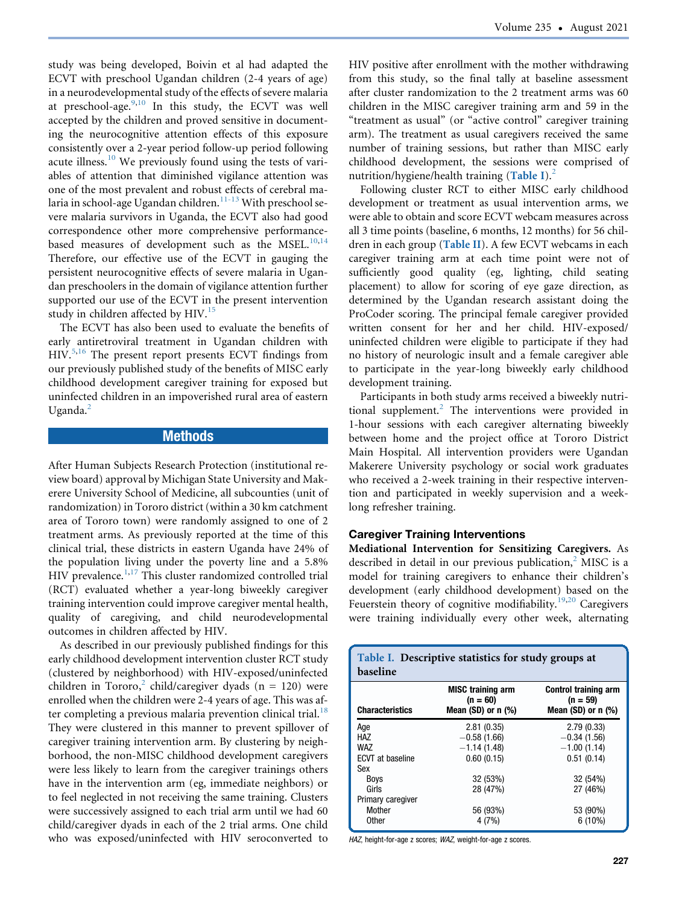study was being developed, Boivin et al had adapted the ECVT with preschool Ugandan children (2-4 years of age) in a neurodevelopmental study of the effects of severe malaria at preschool-age.[9,10] In this study, the ECVT was well accepted by the children and proved sensitive in documenting the neurocognitive attention effects of this exposure consistently over a 2-year period follow-up period following acute illness.[10] We previously found using the tests of variables of attention that diminished vigilance attention was one of the most prevalent and robust effects of cerebral malaria in school-age Ugandan children.[11-13] With preschool severe malaria survivors in Uganda, the ECVT also had good correspondence other more comprehensive performance-based measures of development such as the MSEL.[10,14] Therefore, our effective use of the ECVT in gauging the persistent neurocognitive effects of severe malaria in Ugandan preschoolers in the domain of vigilance attention further supported our use of the ECVT in the present intervention study in children affected by HIV.[15]

The ECVT has also been used to evaluate the benefits of early antiretroviral treatment in Ugandan children with HIV.[5,16] The present report presents ECVT findings from our previously published study of the benefits of MISC early childhood development caregiver training for exposed but uninfected children in an impoverished rural area of eastern Uganda.[2]

## Methods

After Human Subjects Research Protection (institutional review board) approval by Michigan State University and Makerere University School of Medicine, all subcounties (unit of randomization) in Tororo district (within a 30 km catchment area of Tororo town) were randomly assigned to one of 2 treatment arms. As previously reported at the time of this clinical trial, these districts in eastern Uganda have 24% of the population living under the poverty line and a 5.8% HIV prevalence.[1,17] This cluster randomized controlled trial (RCT) evaluated whether a year-long biweekly caregiver training intervention could improve caregiver mental health, quality of caregiving, and child neurodevelopmental outcomes in children affected by HIV.

As described in our previously published findings for this early childhood development intervention cluster RCT study (clustered by neighborhood) with HIV-exposed/uninfected children in Tororo,[2] child/caregiver dyads (n = 120) were enrolled when the children were 2-4 years of age. This was after completing a previous malaria prevention clinical trial.[18] They were clustered in this manner to prevent spillover of caregiver training intervention arm. By clustering by neighborhood, the non-MISC childhood development caregivers were less likely to learn from the caregiver trainings others have in the intervention arm (eg, immediate neighbors) or to feel neglected in not receiving the same training. Clusters were successively assigned to each trial arm until we had 60 child/caregiver dyads in each of the 2 trial arms. One child who was exposed/uninfected with HIV seroconverted to HIV positive after enrollment with the mother withdrawing from this study, so the final tally at baseline assessment after cluster randomization to the 2 treatment arms was 60 children in the MISC caregiver training arm and 59 in the "treatment as usual" (or "active control" caregiver training arm). The treatment as usual caregivers received the same number of training sessions, but rather than MISC early childhood development, the sessions were comprised of nutrition/hygiene/health training (Table I).[2]

Following cluster RCT to either MISC early childhood development or treatment as usual intervention arms, we were able to obtain and score ECVT webcam measures across all 3 time points (baseline, 6 months, 12 months) for 56 children in each group (Table II). A few ECVT webcams in each caregiver training arm at each time point were not of sufficiently good quality (eg, lighting, child seating placement) to allow for scoring of eye gaze direction, as determined by the Ugandan research assistant doing the ProCoder scoring. The principal female caregiver provided written consent for her and her child. HIV-exposed/uninfected children were eligible to participate if they had no history of neurologic insult and a female caregiver able to participate in the year-long biweekly early childhood development training.

Participants in both study arms received a biweekly nutritional supplement.[2] The interventions were provided in 1-hour sessions with each caregiver alternating biweekly between home and the project office at Tororo District Main Hospital. All intervention providers were Ugandan Makerere University psychology or social work graduates who received a 2-week training in their respective intervention and participated in weekly supervision and a week-long refresher training.

### Caregiver Training Interventions

**Mediational Intervention for Sensitizing Caregivers.** As described in detail in our previous publication,[2] MISC is a model for training caregivers to enhance their children's development (early childhood development) based on the Feuerstein theory of cognitive modifiability.[19,20] Caregivers were training individually every other week, alternating

**Table I. Descriptive statistics for study groups at baseline**

| Characteristics | MISC training arm (n = 60) Mean (SD) or n (%) | Control training arm (n = 59) Mean (SD) or n (%) |
|---|---|---|
| Age | 2.81 (0.35) | 2.79 (0.33) |
| HAZ | −0.58 (1.66) | −0.34 (1.56) |
| WAZ | −1.14 (1.48) | −1.00 (1.14) |
| ECVT at baseline | 0.60 (0.15) | 0.51 (0.14) |
| Sex | | |
| Boys | 32 (53%) | 32 (54%) |
| Girls | 28 (47%) | 27 (46%) |
| Primary caregiver | | |
| Mother | 56 (93%) | 53 (90%) |
| Other | 4 (7%) | 6 (10%) |

*HAZ*, height-for-age z scores; *WAZ*, weight-for-age z scores.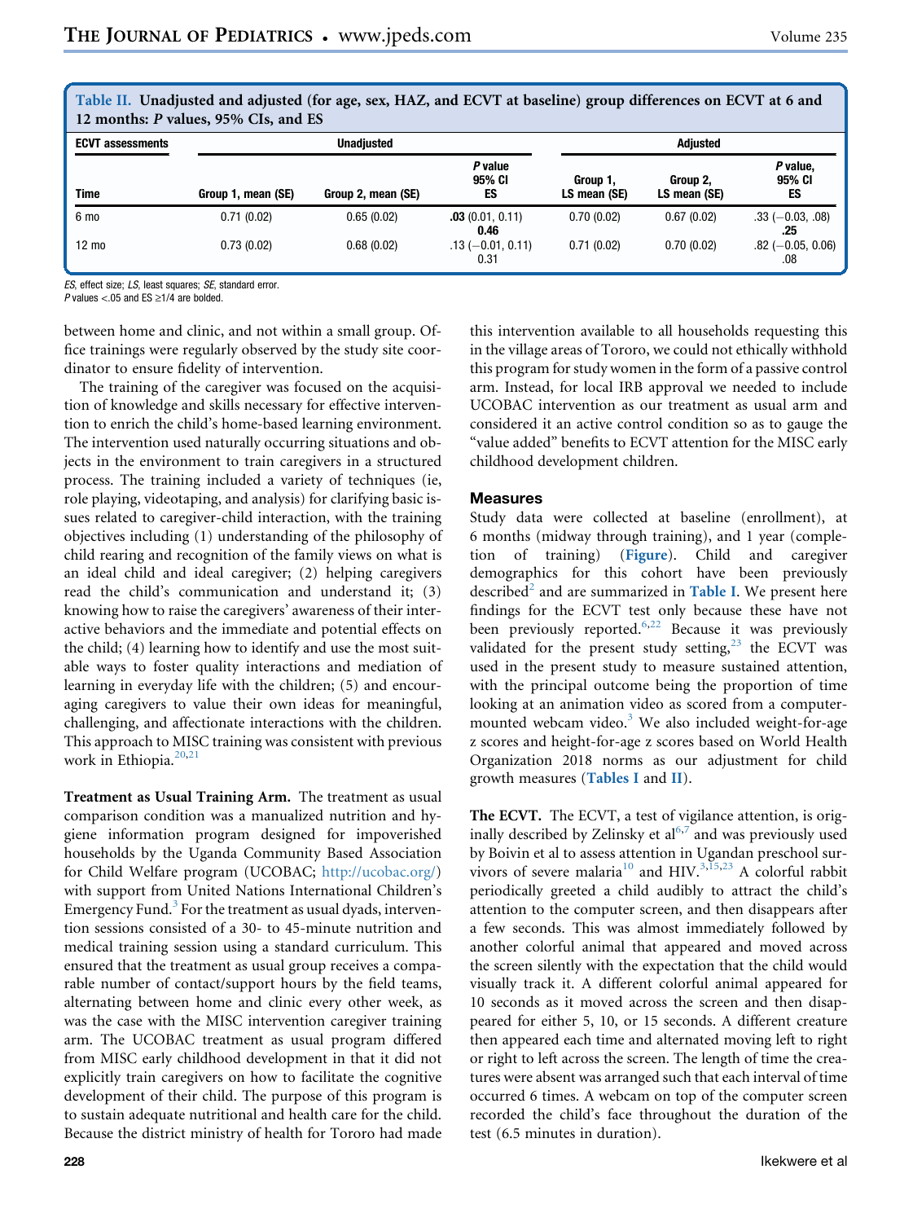**Table II. Unadjusted and adjusted (for age, sex, HAZ, and ECVT at baseline) group differences on ECVT at 6 and 12 months: *P* values, 95% CIs, and ES**

| ECVT assessments | Unadjusted | | | Adjusted | | |
|---|---|---|---|---|---|---|
| Time | Group 1, mean (SE) | Group 2, mean (SE) | *P* value 95% CI ES | Group 1, LS mean (SE) | Group 2, LS mean (SE) | *P* value, 95% CI ES |
| 6 mo | 0.71 (0.02) | 0.65 (0.02) | **.03** (0.01, 0.11) **0.46** | 0.70 (0.02) | 0.67 (0.02) | .33 (−0.03, .08) **.25** |
| 12 mo | 0.73 (0.02) | 0.68 (0.02) | .13 (−0.01, 0.11) 0.31 | 0.71 (0.02) | 0.70 (0.02) | .82 (−0.05, 0.06) .08 |

*ES*, effect size; *LS*, least squares; *SE*, standard error.
*P* values <.05 and ES ≥1/4 are bolded.

between home and clinic, and not within a small group. Office trainings were regularly observed by the study site coordinator to ensure fidelity of intervention.

The training of the caregiver was focused on the acquisition of knowledge and skills necessary for effective intervention to enrich the child's home-based learning environment. The intervention used naturally occurring situations and objects in the environment to train caregivers in a structured process. The training included a variety of techniques (ie, role playing, videotaping, and analysis) for clarifying basic issues related to caregiver-child interaction, with the training objectives including (1) understanding of the philosophy of child rearing and recognition of the family views on what is an ideal child and ideal caregiver; (2) helping caregivers read the child's communication and understand it; (3) knowing how to raise the caregivers' awareness of their interactive behaviors and the immediate and potential effects on the child; (4) learning how to identify and use the most suitable ways to foster quality interactions and mediation of learning in everyday life with the children; (5) and encouraging caregivers to value their own ideas for meaningful, challenging, and affectionate interactions with the children. This approach to MISC training was consistent with previous work in Ethiopia.[20,21]

**Treatment as Usual Training Arm.** The treatment as usual comparison condition was a manualized nutrition and hygiene information program designed for impoverished households by the Uganda Community Based Association for Child Welfare program (UCOBAC; http://ucobac.org/) with support from United Nations International Children's Emergency Fund.[3] For the treatment as usual dyads, intervention sessions consisted of a 30- to 45-minute nutrition and medical training session using a standard curriculum. This ensured that the treatment as usual group receives a comparable number of contact/support hours by the field teams, alternating between home and clinic every other week, as was the case with the MISC intervention caregiver training arm. The UCOBAC treatment as usual program differed from MISC early childhood development in that it did not explicitly train caregivers on how to facilitate the cognitive development of their child. The purpose of this program is to sustain adequate nutritional and health care for the child. Because the district ministry of health for Tororo had made this intervention available to all households requesting this in the village areas of Tororo, we could not ethically withhold this program for study women in the form of a passive control arm. Instead, for local IRB approval we needed to include UCOBAC intervention as our treatment as usual arm and considered it an active control condition so as to gauge the "value added" benefits to ECVT attention for the MISC early childhood development children.

## Measures

Study data were collected at baseline (enrollment), at 6 months (midway through training), and 1 year (completion of training) (**Figure**). Child and caregiver demographics for this cohort have been previously described[2] and are summarized in **Table I**. We present here findings for the ECVT test only because these have not been previously reported.[6,22] Because it was previously validated for the present study setting,[23] the ECVT was used in the present study to measure sustained attention, with the principal outcome being the proportion of time looking at an animation video as scored from a computer-mounted webcam video.[3] We also included weight-for-age z scores and height-for-age z scores based on World Health Organization 2018 norms as our adjustment for child growth measures (**Tables I** and **II**).

**The ECVT.** The ECVT, a test of vigilance attention, is originally described by Zelinsky et al[6,7] and was previously used by Boivin et al to assess attention in Ugandan preschool survivors of severe malaria[10] and HIV.[3,15,23] A colorful rabbit periodically greeted a child audibly to attract the child's attention to the computer screen, and then disappears after a few seconds. This was almost immediately followed by another colorful animal that appeared and moved across the screen silently with the expectation that the child would visually track it. A different colorful animal appeared for 10 seconds as it moved across the screen and then disappeared for either 5, 10, or 15 seconds. A different creature then appeared each time and alternated moving left to right or right to left across the screen. The length of time the creatures were absent was arranged such that each interval of time occurred 6 times. A webcam on top of the computer screen recorded the child's face throughout the duration of the test (6.5 minutes in duration).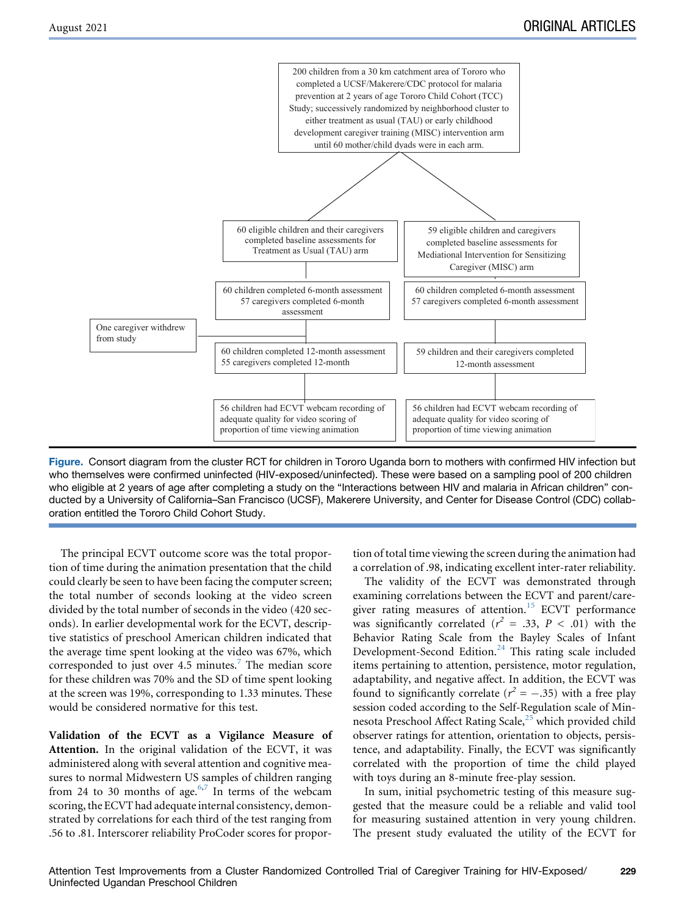200 children from a 30 km catchment area of Tororo who completed a UCSF/Makerere/CDC protocol for malaria prevention at 2 years of age Tororo Child Cohort (TCC) Study; successively randomized by neighborhood cluster to either treatment as usual (TAU) or early childhood development caregiver training (MISC) intervention arm until 60 mother/child dyads were in each arm.

| Treatment as Usual (TAU) arm | Mediational Intervention for Sensitizing Caregiver (MISC) arm |
|---|---|
| 60 eligible children and their caregivers completed baseline assessments for Treatment as Usual (TAU) arm | 59 eligible children and caregivers completed baseline assessments for Mediational Intervention for Sensitizing Caregiver (MISC) arm |
| 60 children completed 6-month assessment; 57 caregivers completed 6-month assessment | 60 children completed 6-month assessment; 57 caregivers completed 6-month assessment |
| One caregiver withdrew from study | |
| 60 children completed 12-month assessment; 55 caregivers completed 12-month | 59 children and their caregivers completed 12-month assessment |
| 56 children had ECVT webcam recording of adequate quality for video scoring of proportion of time viewing animation | 56 children had ECVT webcam recording of adequate quality for video scoring of proportion of time viewing animation |

**Figure.** Consort diagram from the cluster RCT for children in Tororo Uganda born to mothers with confirmed HIV infection but who themselves were confirmed uninfected (HIV-exposed/uninfected). These were based on a sampling pool of 200 children who eligible at 2 years of age after completing a study on the "Interactions between HIV and malaria in African children" conducted by a University of California–San Francisco (UCSF), Makerere University, and Center for Disease Control (CDC) collaboration entitled the Tororo Child Cohort Study.

The principal ECVT outcome score was the total proportion of time during the animation presentation that the child could clearly be seen to have been facing the computer screen; the total number of seconds looking at the video screen divided by the total number of seconds in the video (420 seconds). In earlier developmental work for the ECVT, descriptive statistics of preschool American children indicated that the average time spent looking at the video was 67%, which corresponded to just over 4.5 minutes.[7] The median score for these children was 70% and the SD of time spent looking at the screen was 19%, corresponding to 1.33 minutes. These would be considered normative for this test.

**Validation of the ECVT as a Vigilance Measure of Attention.** In the original validation of the ECVT, it was administered along with several attention and cognitive measures to normal Midwestern US samples of children ranging from 24 to 30 months of age.[6,7] In terms of the webcam scoring, the ECVT had adequate internal consistency, demonstrated by correlations for each third of the test ranging from .56 to .81. Interscorer reliability ProCoder scores for proportion of total time viewing the screen during the animation had a correlation of .98, indicating excellent inter-rater reliability.

The validity of the ECVT was demonstrated through examining correlations between the ECVT and parent/caregiver rating measures of attention.[15] ECVT performance was significantly correlated ($r^2$ = .33, $P$ < .01) with the Behavior Rating Scale from the Bayley Scales of Infant Development-Second Edition.[24] This rating scale included items pertaining to attention, persistence, motor regulation, adaptability, and negative affect. In addition, the ECVT was found to significantly correlate ($r^2$ = −.35) with a free play session coded according to the Self-Regulation scale of Minnesota Preschool Affect Rating Scale,[25] which provided child observer ratings for attention, orientation to objects, persistence, and adaptability. Finally, the ECVT was significantly correlated with the proportion of time the child played with toys during an 8-minute free-play session.

In sum, initial psychometric testing of this measure suggested that the measure could be a reliable and valid tool for measuring sustained attention in very young children. The present study evaluated the utility of the ECVT for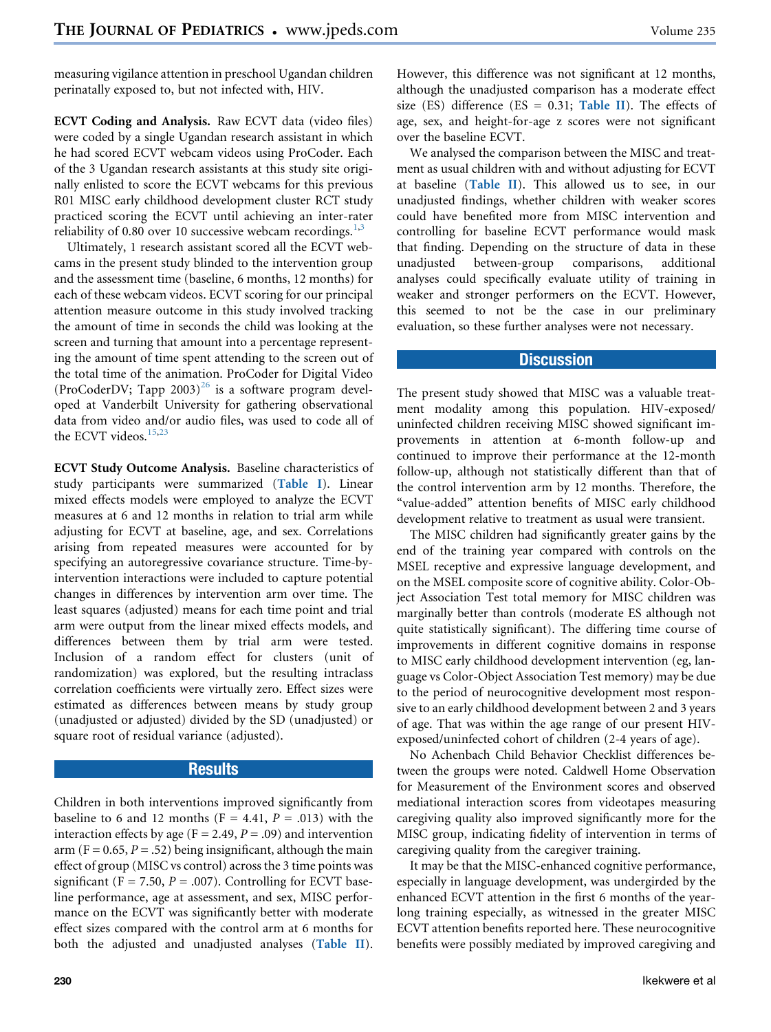measuring vigilance attention in preschool Ugandan children perinatally exposed to, but not infected with, HIV.

**ECVT Coding and Analysis.** Raw ECVT data (video files) were coded by a single Ugandan research assistant in which he had scored ECVT webcam videos using ProCoder. Each of the 3 Ugandan research assistants at this study site originally enlisted to score the ECVT webcams for this previous R01 MISC early childhood development cluster RCT study practiced scoring the ECVT until achieving an inter-rater reliability of 0.80 over 10 successive webcam recordings.[1,3]

Ultimately, 1 research assistant scored all the ECVT webcams in the present study blinded to the intervention group and the assessment time (baseline, 6 months, 12 months) for each of these webcam videos. ECVT scoring for our principal attention measure outcome in this study involved tracking the amount of time in seconds the child was looking at the screen and turning that amount into a percentage representing the amount of time spent attending to the screen out of the total time of the animation. ProCoder for Digital Video (ProCoderDV; Tapp 2003)[26] is a software program developed at Vanderbilt University for gathering observational data from video and/or audio files, was used to code all of the ECVT videos.[15,23]

**ECVT Study Outcome Analysis.** Baseline characteristics of study participants were summarized (**Table I**). Linear mixed effects models were employed to analyze the ECVT measures at 6 and 12 months in relation to trial arm while adjusting for ECVT at baseline, age, and sex. Correlations arising from repeated measures were accounted for by specifying an autoregressive covariance structure. Time-by-intervention interactions were included to capture potential changes in differences by intervention arm over time. The least squares (adjusted) means for each time point and trial arm were output from the linear mixed effects models, and differences between them by trial arm were tested. Inclusion of a random effect for clusters (unit of randomization) was explored, but the resulting intraclass correlation coefficients were virtually zero. Effect sizes were estimated as differences between means by study group (unadjusted or adjusted) divided by the SD (unadjusted) or square root of residual variance (adjusted).

## Results

Children in both interventions improved significantly from baseline to 6 and 12 months ($F = 4.41$, $P = .013$) with the interaction effects by age ($F = 2.49$, $P = .09$) and intervention arm ($F = 0.65$, $P = .52$) being insignificant, although the main effect of group (MISC vs control) across the 3 time points was significant ($F = 7.50$, $P = .007$). Controlling for ECVT baseline performance, age at assessment, and sex, MISC performance on the ECVT was significantly better with moderate effect sizes compared with the control arm at 6 months for both the adjusted and unadjusted analyses (**Table II**). However, this difference was not significant at 12 months, although the unadjusted comparison has a moderate effect size (ES) difference (ES = 0.31; **Table II**). The effects of age, sex, and height-for-age z scores were not significant over the baseline ECVT.

We analysed the comparison between the MISC and treatment as usual children with and without adjusting for ECVT at baseline (**Table II**). This allowed us to see, in our unadjusted findings, whether children with weaker scores could have benefited more from MISC intervention and controlling for baseline ECVT performance would mask that finding. Depending on the structure of data in these unadjusted between-group comparisons, additional analyses could specifically evaluate utility of training in weaker and stronger performers on the ECVT. However, this seemed to not be the case in our preliminary evaluation, so these further analyses were not necessary.

## Discussion

The present study showed that MISC was a valuable treatment modality among this population. HIV-exposed/uninfected children receiving MISC showed significant improvements in attention at 6-month follow-up and continued to improve their performance at the 12-month follow-up, although not statistically different than that of the control intervention arm by 12 months. Therefore, the "value-added" attention benefits of MISC early childhood development relative to treatment as usual were transient.

The MISC children had significantly greater gains by the end of the training year compared with controls on the MSEL receptive and expressive language development, and on the MSEL composite score of cognitive ability. Color-Object Association Test total memory for MISC children was marginally better than controls (moderate ES although not quite statistically significant). The differing time course of improvements in different cognitive domains in response to MISC early childhood development intervention (eg, language vs Color-Object Association Test memory) may be due to the period of neurocognitive development most responsive to an early childhood development between 2 and 3 years of age. That was within the age range of our present HIV-exposed/uninfected cohort of children (2-4 years of age).

No Achenbach Child Behavior Checklist differences between the groups were noted. Caldwell Home Observation for Measurement of the Environment scores and observed mediational interaction scores from videotapes measuring caregiving quality also improved significantly more for the MISC group, indicating fidelity of intervention in terms of caregiving quality from the caregiver training.

It may be that the MISC-enhanced cognitive performance, especially in language development, was undergirded by the enhanced ECVT attention in the first 6 months of the year-long training especially, as witnessed in the greater MISC ECVT attention benefits reported here. These neurocognitive benefits were possibly mediated by improved caregiving and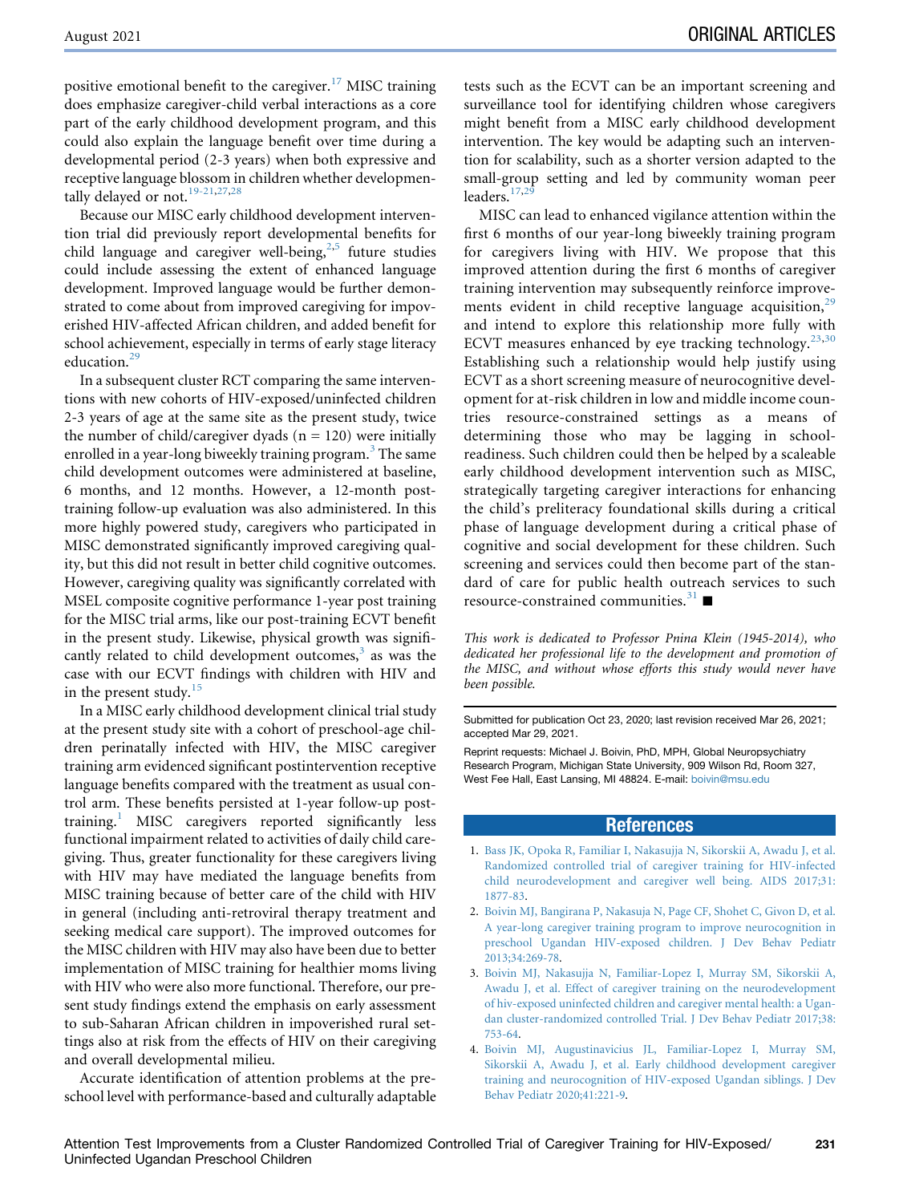positive emotional benefit to the caregiver.[17] MISC training does emphasize caregiver-child verbal interactions as a core part of the early childhood development program, and this could also explain the language benefit over time during a developmental period (2-3 years) when both expressive and receptive language blossom in children whether developmentally delayed or not.[19-21,27,28]

Because our MISC early childhood development intervention trial did previously report developmental benefits for child language and caregiver well-being,[2,5] future studies could include assessing the extent of enhanced language development. Improved language would be further demonstrated to come about from improved caregiving for impoverished HIV-affected African children, and added benefit for school achievement, especially in terms of early stage literacy education.[29]

In a subsequent cluster RCT comparing the same interventions with new cohorts of HIV-exposed/uninfected children 2-3 years of age at the same site as the present study, twice the number of child/caregiver dyads (n = 120) were initially enrolled in a year-long biweekly training program.[3] The same child development outcomes were administered at baseline, 6 months, and 12 months. However, a 12-month post-training follow-up evaluation was also administered. In this more highly powered study, caregivers who participated in MISC demonstrated significantly improved caregiving quality, but this did not result in better child cognitive outcomes. However, caregiving quality was significantly correlated with MSEL composite cognitive performance 1-year post training for the MISC trial arms, like our post-training ECVT benefit in the present study. Likewise, physical growth was significantly related to child development outcomes,[3] as was the case with our ECVT findings with children with HIV and in the present study.[15]

In a MISC early childhood development clinical trial study at the present study site with a cohort of preschool-age children perinatally infected with HIV, the MISC caregiver training arm evidenced significant postintervention receptive language benefits compared with the treatment as usual control arm. These benefits persisted at 1-year follow-up post-training.[1] MISC caregivers reported significantly less functional impairment related to activities of daily child caregiving. Thus, greater functionality for these caregivers living with HIV may have mediated the language benefits from MISC training because of better care of the child with HIV in general (including anti-retroviral therapy treatment and seeking medical care support). The improved outcomes for the MISC children with HIV may also have been due to better implementation of MISC training for healthier moms living with HIV who were also more functional. Therefore, our present study findings extend the emphasis on early assessment to sub-Saharan African children in impoverished rural settings also at risk from the effects of HIV on their caregiving and overall developmental milieu.

Accurate identification of attention problems at the preschool level with performance-based and culturally adaptable tests such as the ECVT can be an important screening and surveillance tool for identifying children whose caregivers might benefit from a MISC early childhood development intervention. The key would be adapting such an intervention for scalability, such as a shorter version adapted to the small-group setting and led by community woman peer leaders.[17,29]

MISC can lead to enhanced vigilance attention within the first 6 months of our year-long biweekly training program for caregivers living with HIV. We propose that this improved attention during the first 6 months of caregiver training intervention may subsequently reinforce improvements evident in child receptive language acquisition,[29] and intend to explore this relationship more fully with ECVT measures enhanced by eye tracking technology.[23,30] Establishing such a relationship would help justify using ECVT as a short screening measure of neurocognitive development for at-risk children in low and middle income countries resource-constrained settings as a means of determining those who may be lagging in school-readiness. Such children could then be helped by a scaleable early childhood development intervention such as MISC, strategically targeting caregiver interactions for enhancing the child's preliteracy foundational skills during a critical phase of language development during a critical phase of cognitive and social development for these children. Such screening and services could then become part of the standard of care for public health outreach services to such resource-constrained communities.[31] ■

*This work is dedicated to Professor Pnina Klein (1945-2014), who dedicated her professional life to the development and promotion of the MISC, and without whose efforts this study would never have been possible.*

Submitted for publication Oct 23, 2020; last revision received Mar 26, 2021; accepted Mar 29, 2021.

Reprint requests: Michael J. Boivin, PhD, MPH, Global Neuropsychiatry Research Program, Michigan State University, 909 Wilson Rd, Room 327, West Fee Hall, East Lansing, MI 48824. E-mail: boivin@msu.edu

## References

1. Bass JK, Opoka R, Familiar I, Nakasujja N, Sikorskii A, Awadu J, et al. Randomized controlled trial of caregiver training for HIV-infected child neurodevelopment and caregiver well being. AIDS 2017;31:1877-83.
2. Boivin MJ, Bangirana P, Nakasuja N, Page CF, Shohet C, Givon D, et al. A year-long caregiver training program to improve neurocognition in preschool Ugandan HIV-exposed children. J Dev Behav Pediatr 2013;34:269-78.
3. Boivin MJ, Nakasujja N, Familiar-Lopez I, Murray SM, Sikorskii A, Awadu J, et al. Effect of caregiver training on the neurodevelopment of hiv-exposed uninfected children and caregiver mental health: a Ugandan cluster-randomized controlled Trial. J Dev Behav Pediatr 2017;38:753-64.
4. Boivin MJ, Augustinavicius JL, Familiar-Lopez I, Murray SM, Sikorskii A, Awadu J, et al. Early childhood development caregiver training and neurocognition of HIV-exposed Ugandan siblings. J Dev Behav Pediatr 2020;41:221-9.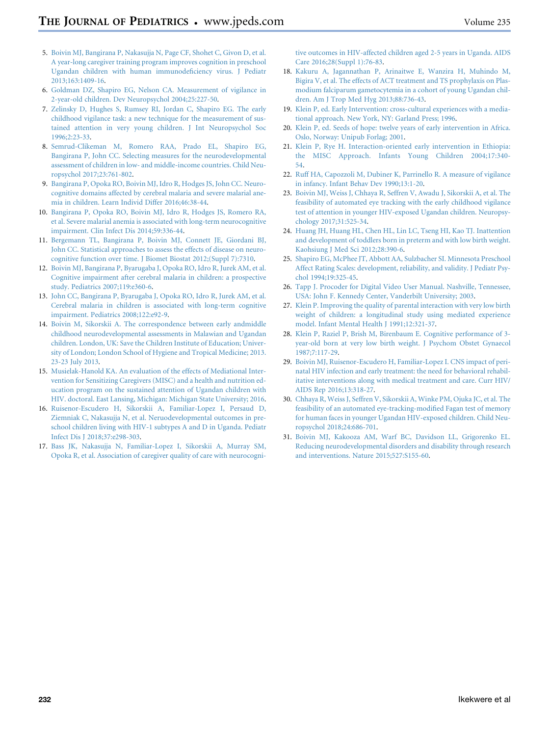5. Boivin MJ, Bangirana P, Nakasujja N, Page CF, Shohet C, Givon D, et al. A year-long caregiver training program improves cognition in preschool Ugandan children with human immunodeficiency virus. J Pediatr 2013;163:1409-16.
6. Goldman DZ, Shapiro EG, Nelson CA. Measurement of vigilance in 2-year-old children. Dev Neuropsychol 2004;25:227-50.
7. Zelinsky D, Hughes S, Rumsey RI, Jordan C, Shapiro EG. The early childhood vigilance task: a new technique for the measurement of sustained attention in very young children. J Int Neuropsychol Soc 1996;2:23-33.
8. Semrud-Clikeman M, Romero RAA, Prado EL, Shapiro EG, Bangirana P, John CC. Selecting measures for the neurodevelopmental assessment of children in low- and middle-income countries. Child Neuropsychol 2017;23:761-802.
9. Bangirana P, Opoka RO, Boivin MJ, Idro R, Hodges JS, John CC. Neurocognitive domains affected by cerebral malaria and severe malarial anemia in children. Learn Individ Differ 2016;46:38-44.
10. Bangirana P, Opoka RO, Boivin MJ, Idro R, Hodges JS, Romero RA, et al. Severe malarial anemia is associated with long-term neurocognitive impairment. Clin Infect Dis 2014;59:336-44.
11. Bergemann TL, Bangirana P, Boivin MJ, Connett JE, Giordani BJ, John CC. Statistical approaches to assess the effects of disease on neurocognitive function over time. J Biomet Biostat 2012;(Suppl 7):7310.
12. Boivin MJ, Bangirana P, Byarugaba J, Opoka RO, Idro R, Jurek AM, et al. Cognitive impairment after cerebral malaria in children: a prospective study. Pediatrics 2007;119:e360-6.
13. John CC, Bangirana P, Byarugaba J, Opoka RO, Idro R, Jurek AM, et al. Cerebral malaria in children is associated with long-term cognitive impairment. Pediatrics 2008;122:e92-9.
14. Boivin M, Sikorskii A. The correspondence between early andmiddle childhood neurodevelopmental assessments in Malawian and Ugandan children. London, UK: Save the Children Institute of Education; University of London; London School of Hygiene and Tropical Medicine; 2013. 23-23 July 2013.
15. Musielak-Hanold KA. An evaluation of the effects of Mediational Intervention for Sensitizing Caregivers (MISC) and a health and nutrition education program on the sustained attention of Ugandan children with HIV. doctoral. East Lansing, Michigan: Michigan State University; 2016.
16. Ruisenor-Escudero H, Sikorskii A, Familiar-Lopez I, Persaud D, Ziemniak C, Nakasujja N, et al. Neruodevelopmental outcomes in preschool children living with HIV-1 subtypes A and D in Uganda. Pediatr Infect Dis J 2018;37:e298-303.
17. Bass JK, Nakasujja N, Familiar-Lopez I, Sikorskii A, Murray SM, Opoka R, et al. Association of caregiver quality of care with neurocognitive outcomes in HIV-affected children aged 2-5 years in Uganda. AIDS Care 2016;28(Suppl 1):76-83.
18. Kakuru A, Jagannathan P, Arinaitwe E, Wanzira H, Muhindo M, Bigira V, et al. The effects of ACT treatment and TS prophylaxis on Plasmodium falciparum gametocytemia in a cohort of young Ugandan children. Am J Trop Med Hyg 2013;88:736-43.
19. Klein P, ed. Early Intervention: cross-cultural experiences with a mediational approach. New York, NY: Garland Press; 1996.
20. Klein P, ed. Seeds of hope: twelve years of early intervention in Africa. Oslo, Norway: Unipub Forlag; 2001.
21. Klein P, Rye H. Interaction-oriented early intervention in Ethiopia: the MISC Approach. Infants Young Children 2004;17:340-54.
22. Ruff HA, Capozzoli M, Dubiner K, Parrinello R. A measure of vigilance in infancy. Infant Behav Dev 1990;13:1-20.
23. Boivin MJ, Weiss J, Chhaya R, Seffren V, Awadu J, Sikorskii A, et al. The feasibility of automated eye tracking with the early childhood vigilance test of attention in younger HIV-exposed Ugandan children. Neuropsychology 2017;31:525-34.
24. Huang JH, Huang HL, Chen HL, Lin LC, Tseng HI, Kao TJ. Inattention and development of toddlers born in preterm and with low birth weight. Kaohsiung J Med Sci 2012;28:390-6.
25. Shapiro EG, McPhee JT, Abbott AA, Sulzbacher SI. Minnesota Preschool Affect Rating Scales: development, reliability, and validity. J Pediatr Psychol 1994;19:325-45.
26. Tapp J. Procoder for Digital Video User Manual. Nashville, Tennessee, USA: John F. Kennedy Center, Vanderbilt University; 2003.
27. Klein P. Improving the quality of parental interaction with very low birth weight of children: a longitudinal study using mediated experience model. Infant Mental Health J 1991;12:321-37.
28. Klein P, Raziel P, Brish M, Birenbaum E. Cognitive performance of 3-year-old born at very low birth weight. J Psychom Obstet Gynaecol 1987;7:117-29.
29. Boivin MJ, Ruisenor-Escudero H, Familiar-Lopez I. CNS impact of perinatal HIV infection and early treatment: the need for behavioral rehabilitative interventions along with medical treatment and care. Curr HIV/AIDS Rep 2016;13:318-27.
30. Chhaya R, Weiss J, Seffren V, Sikorskii A, Winke PM, Ojuka JC, et al. The feasibility of an automated eye-tracking-modified Fagan test of memory for human faces in younger Ugandan HIV-exposed children. Child Neuropsychol 2018;24:686-701.
31. Boivin MJ, Kakooza AM, Warf BC, Davidson LL, Grigorenko EL. Reducing neurodevelopmental disorders and disability through research and interventions. Nature 2015;527:S155-60.